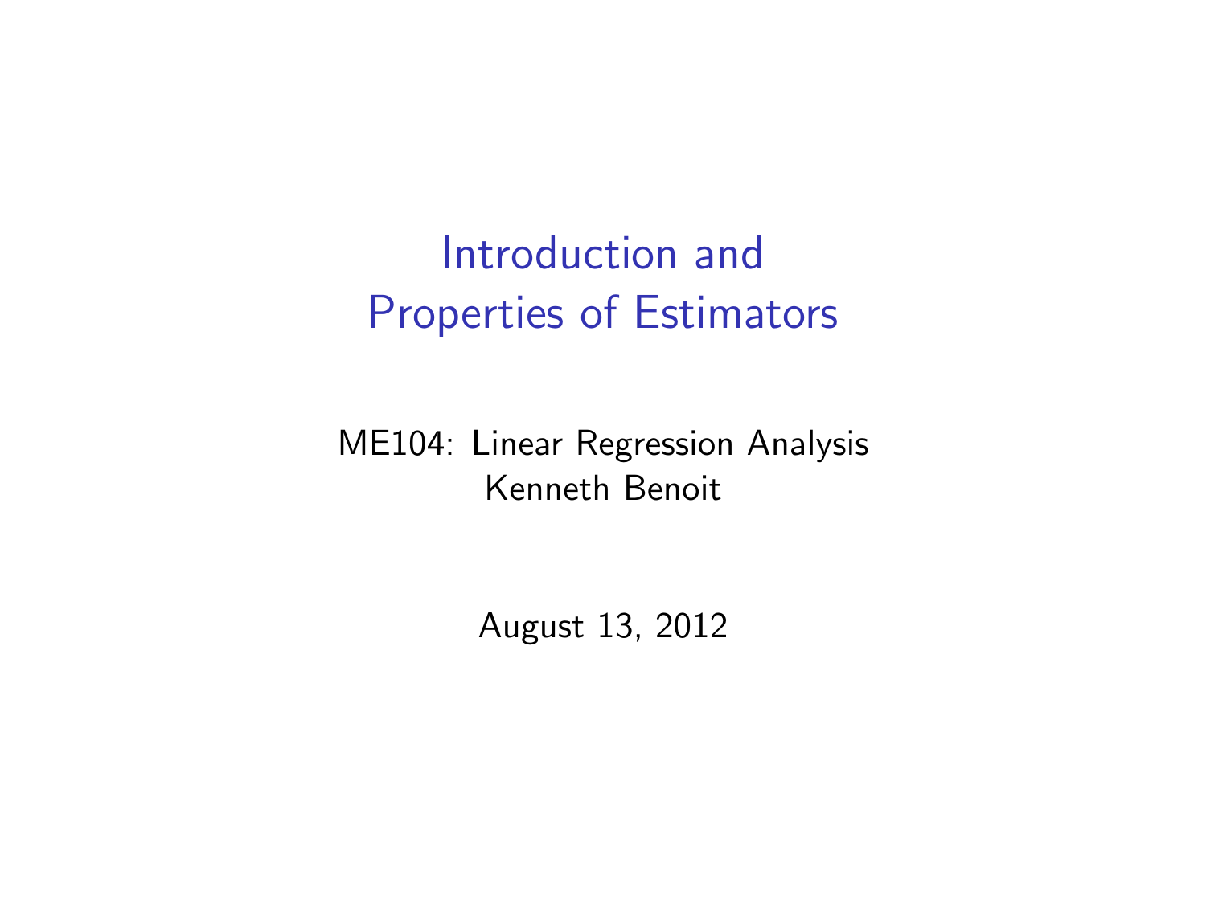# Introduction and Properties of Estimators

ME104: Linear Regression Analysis
Kenneth Benoit

August 13, 2012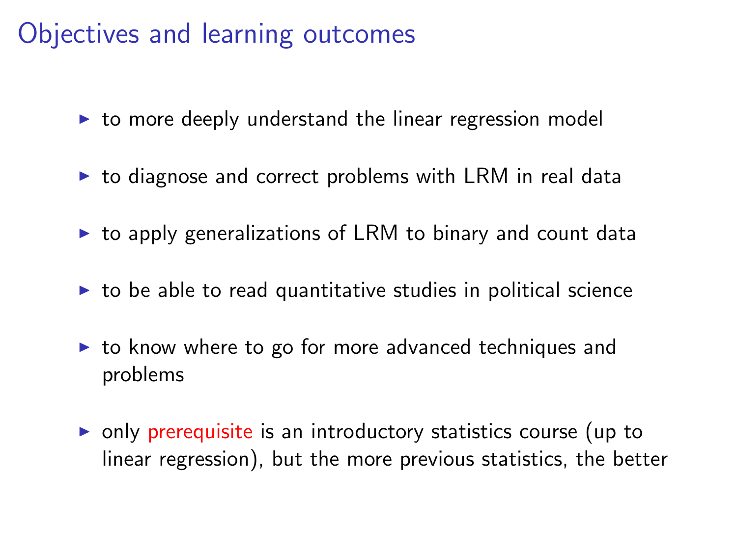# Objectives and learning outcomes

- to more deeply understand the linear regression model
- to diagnose and correct problems with LRM in real data
- to apply generalizations of LRM to binary and count data
- to be able to read quantitative studies in political science
- to know where to go for more advanced techniques and problems
- only prerequisite is an introductory statistics course (up to linear regression), but the more previous statistics, the better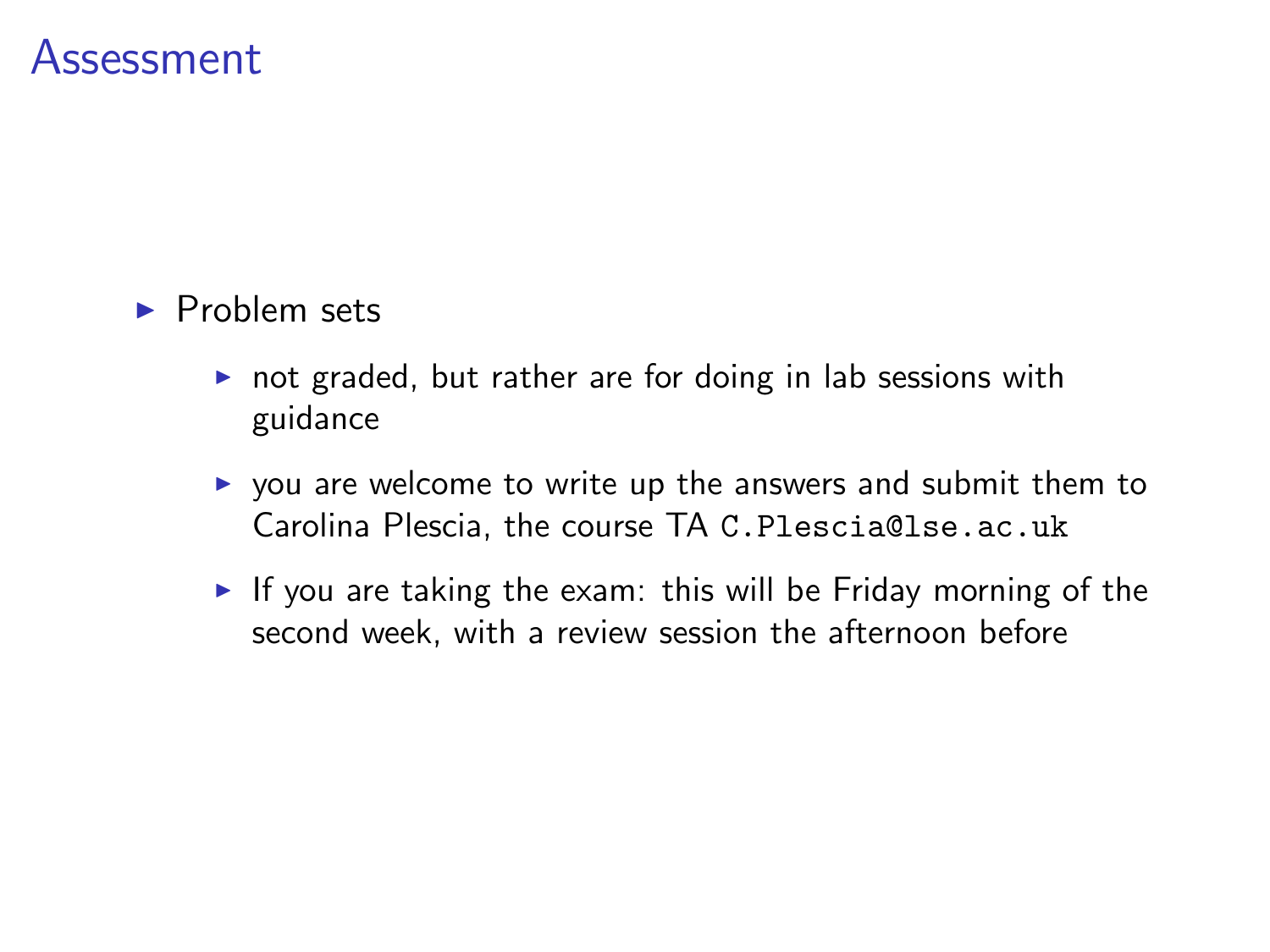# Assessment

- Problem sets
  - not graded, but rather are for doing in lab sessions with guidance
  - you are welcome to write up the answers and submit them to Carolina Plescia, the course TA `C.Plescia@lse.ac.uk`
  - If you are taking the exam: this will be Friday morning of the second week, with a review session the afternoon before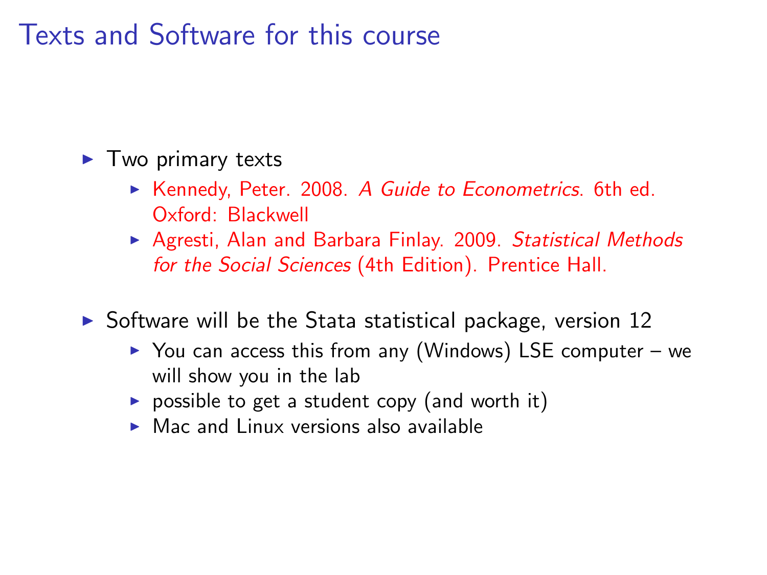# Texts and Software for this course

- Two primary texts
  - Kennedy, Peter. 2008. *A Guide to Econometrics*. 6th ed. Oxford: Blackwell
  - Agresti, Alan and Barbara Finlay. 2009. *Statistical Methods for the Social Sciences* (4th Edition). Prentice Hall.
- Software will be the Stata statistical package, version 12
  - You can access this from any (Windows) LSE computer – we will show you in the lab
  - possible to get a student copy (and worth it)
  - Mac and Linux versions also available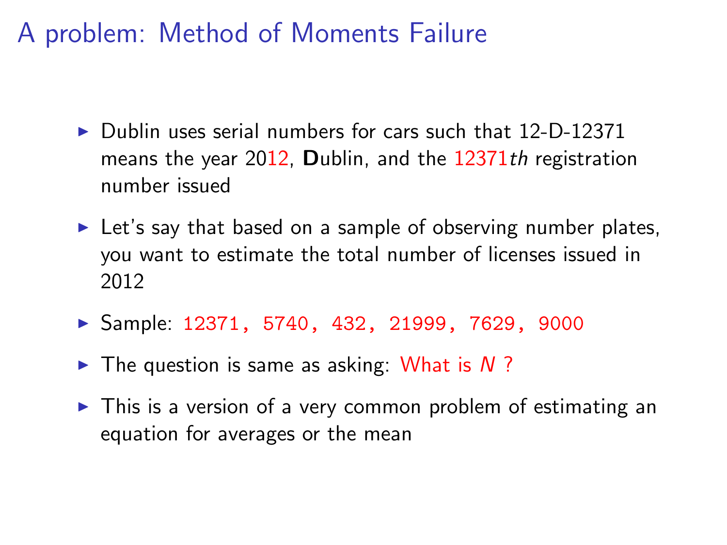# A problem: Method of Moments Failure

- Dublin uses serial numbers for cars such that 12-D-12371 means the year 2012, **D**ublin, and the 12371*th* registration number issued
- Let's say that based on a sample of observing number plates, you want to estimate the total number of licenses issued in 2012
- Sample: `12371, 5740, 432, 21999, 7629, 9000`
- The question is same as asking: What is $N$ ?
- This is a version of a very common problem of estimating an equation for averages or the mean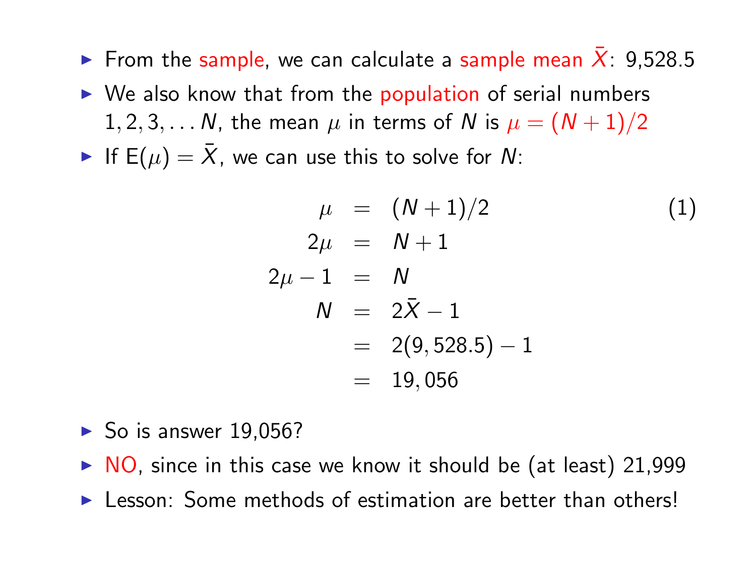- From the sample, we can calculate a sample mean $\bar{X}$: 9,528.5
- We also know that from the population of serial numbers $1, 2, 3, \ldots N$, the mean $\mu$ in terms of $N$ is $\mu = (N+1)/2$
- If $\text{E}(\mu) = \bar{X}$, we can use this to solve for $N$:

$$
\begin{aligned}
\mu &= (N+1)/2 \qquad (1) \\
2\mu &= N+1 \\
2\mu - 1 &= N \\
N &= 2\bar{X} - 1 \\
&= 2(9,528.5) - 1 \\
&= 19,056
\end{aligned}
$$

- So is answer 19,056?
- NO, since in this case we know it should be (at least) 21,999
- Lesson: Some methods of estimation are better than others!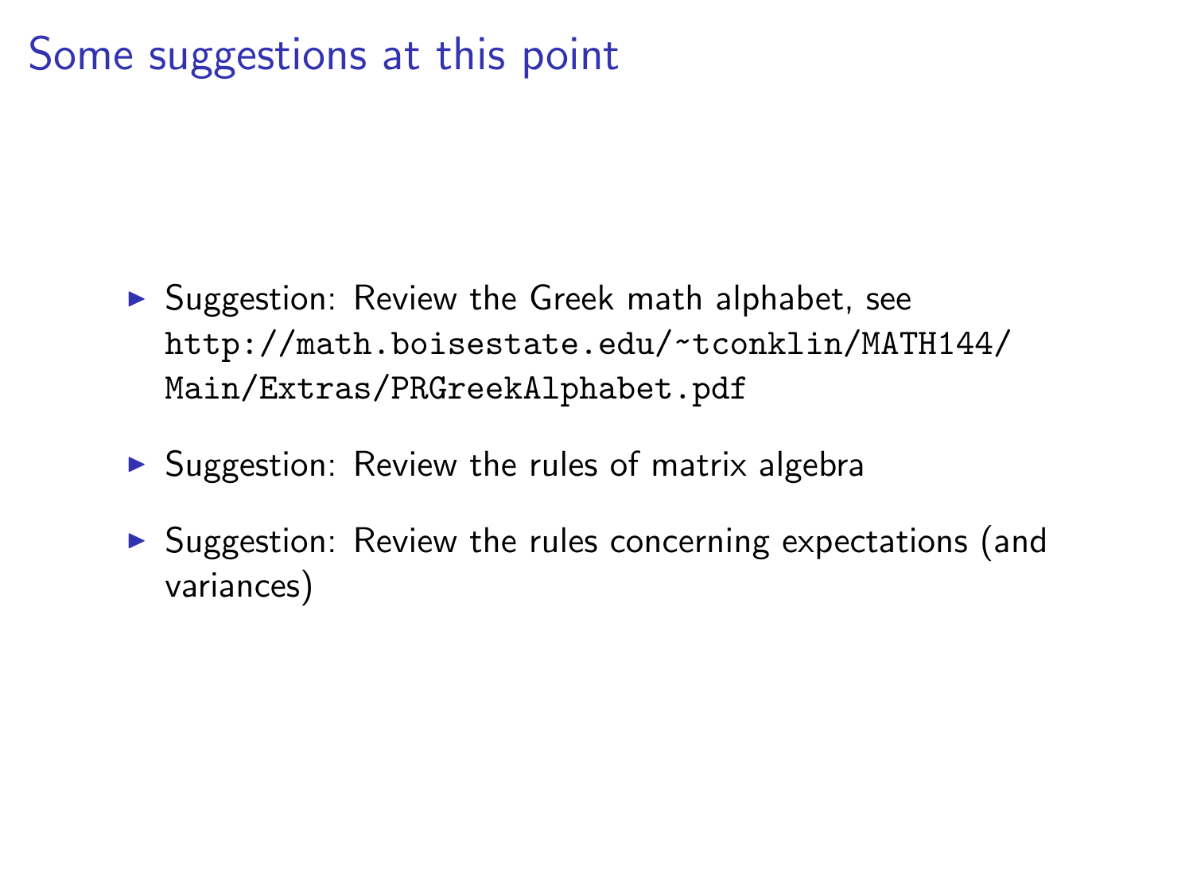# Some suggestions at this point

- Suggestion: Review the Greek math alphabet, see `http://math.boisestate.edu/~tconklin/MATH144/Main/Extras/PRGreekAlphabet.pdf`
- Suggestion: Review the rules of matrix algebra
- Suggestion: Review the rules concerning expectations (and variances)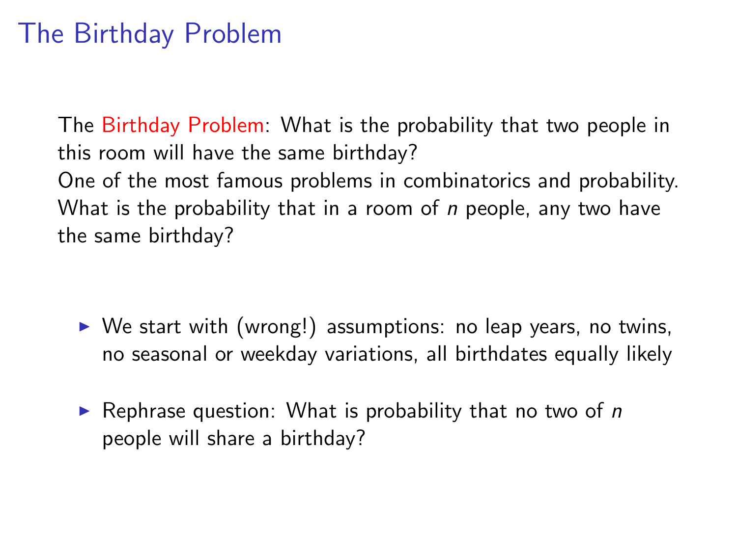# The Birthday Problem

The Birthday Problem: What is the probability that two people in this room will have the same birthday?
One of the most famous problems in combinatorics and probability.
What is the probability that in a room of $n$ people, any two have the same birthday?

- We start with (wrong!) assumptions: no leap years, no twins, no seasonal or weekday variations, all birthdates equally likely
- Rephrase question: What is probability that no two of $n$ people will share a birthday?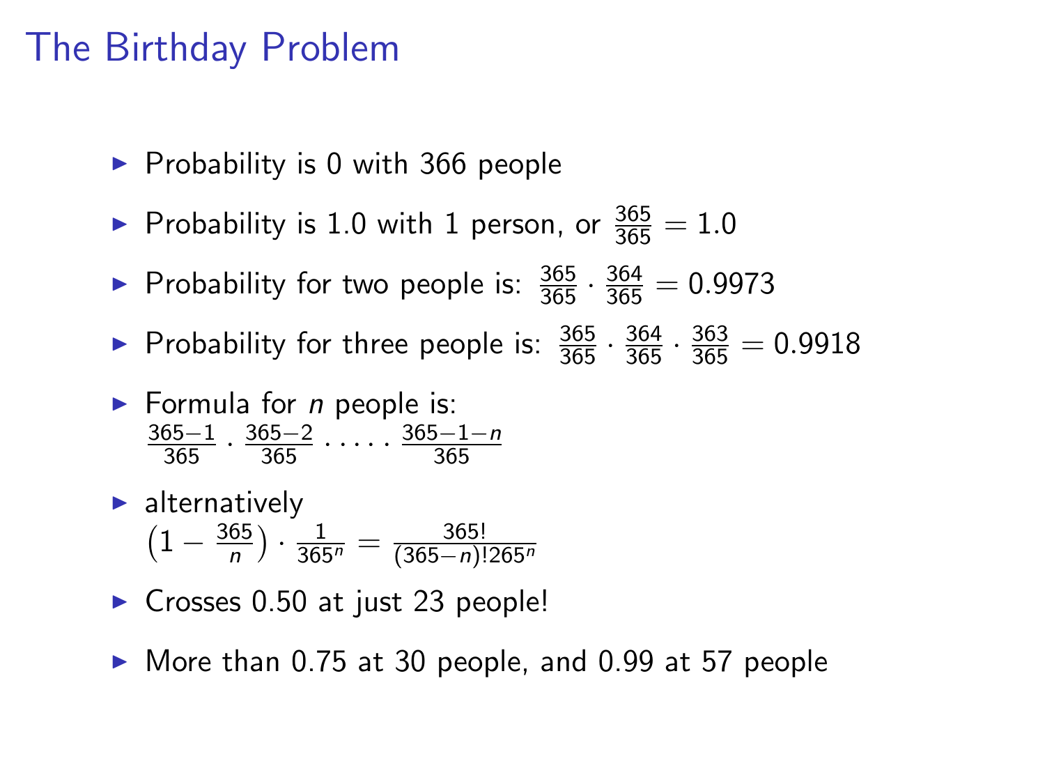# The Birthday Problem

- Probability is 0 with 366 people
- Probability is 1.0 with 1 person, or $\frac{365}{365} = 1.0$
- Probability for two people is: $\frac{365}{365} \cdot \frac{364}{365} = 0.9973$
- Probability for three people is: $\frac{365}{365} \cdot \frac{364}{365} \cdot \frac{363}{365} = 0.9918$
- Formula for $n$ people is:
  $\frac{365-1}{365} \cdot \frac{365-2}{365} \cdot \ldots \cdot \frac{365-1-n}{365}$
- alternatively
  $\left(1 - \frac{365}{n}\right) \cdot \frac{1}{365^n} = \frac{365!}{(365-n)!265^n}$
- Crosses 0.50 at just 23 people!
- More than 0.75 at 30 people, and 0.99 at 57 people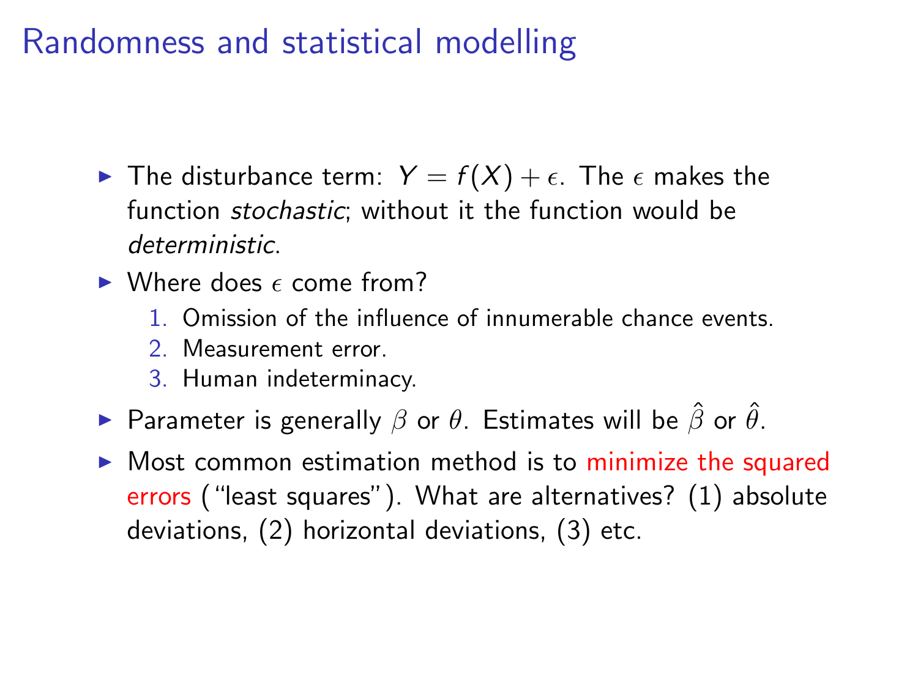# Randomness and statistical modelling

- The disturbance term: $Y = f(X) + \epsilon$. The $\epsilon$ makes the function *stochastic*; without it the function would be *deterministic*.
- Where does $\epsilon$ come from?
  1. Omission of the influence of innumerable chance events.
  2. Measurement error.
  3. Human indeterminacy.
- Parameter is generally $\beta$ or $\theta$. Estimates will be $\hat{\beta}$ or $\hat{\theta}$.
- Most common estimation method is to minimize the squared errors ("least squares"). What are alternatives? (1) absolute deviations, (2) horizontal deviations, (3) etc.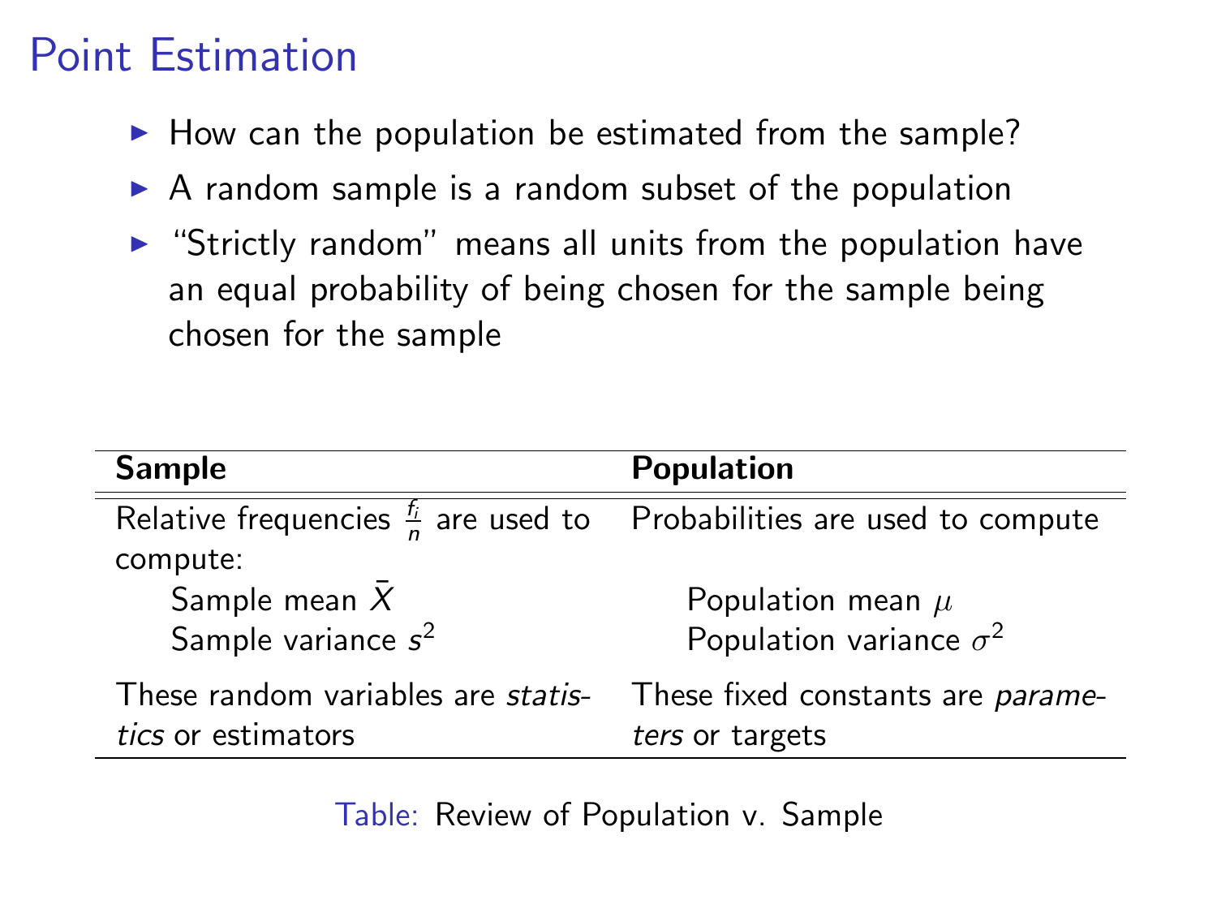# Point Estimation

- How can the population be estimated from the sample?
- A random sample is a random subset of the population
- "Strictly random" means all units from the population have an equal probability of being chosen for the sample being chosen for the sample

| **Sample** | **Population** |
|---|---|
| Relative frequencies $\frac{f_i}{n}$ are used to compute: | Probabilities are used to compute |
| Sample mean $\bar{X}$ | Population mean $\mu$ |
| Sample variance $s^2$ | Population variance $\sigma^2$ |
| These random variables are *statistics* or estimators | These fixed constants are *parameters* or targets |

Table: Review of Population v. Sample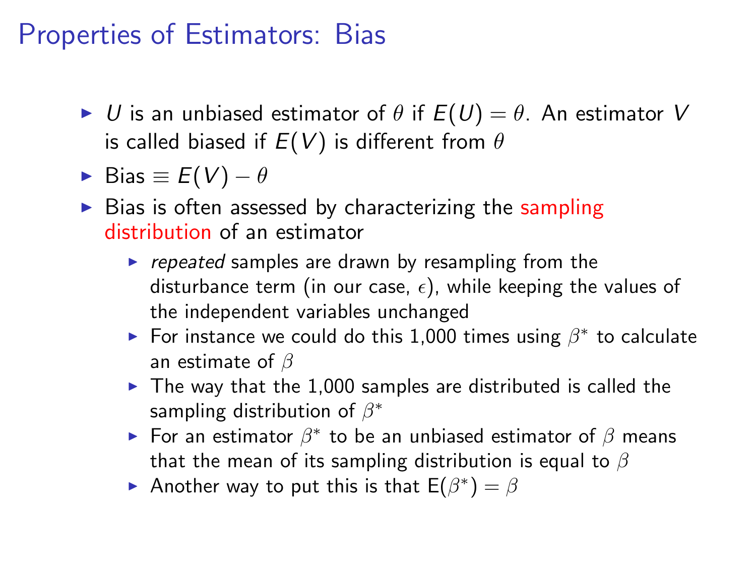# Properties of Estimators: Bias

- $U$ is an unbiased estimator of $\theta$ if $E(U) = \theta$. An estimator $V$ is called biased if $E(V)$ is different from $\theta$
- Bias $\equiv E(V) - \theta$
- Bias is often assessed by characterizing the sampling distribution of an estimator
  - *repeated* samples are drawn by resampling from the disturbance term (in our case, $\epsilon$), while keeping the values of the independent variables unchanged
  - For instance we could do this 1,000 times using $\beta^*$ to calculate an estimate of $\beta$
  - The way that the 1,000 samples are distributed is called the sampling distribution of $\beta^*$
  - For an estimator $\beta^*$ to be an unbiased estimator of $\beta$ means that the mean of its sampling distribution is equal to $\beta$
  - Another way to put this is that $\mathrm{E}(\beta^*) = \beta$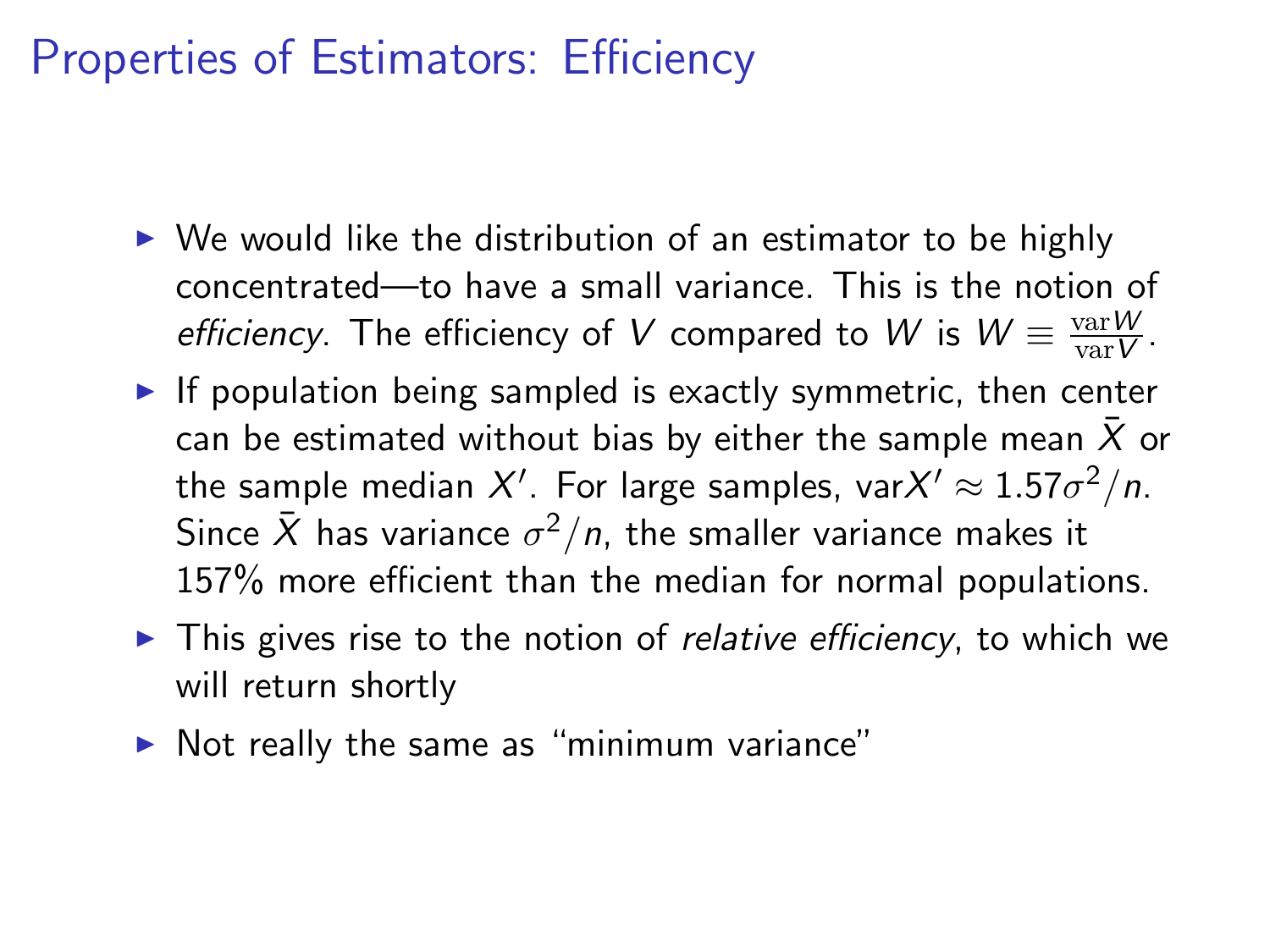# Properties of Estimators: Efficiency

- We would like the distribution of an estimator to be highly concentrated—to have a small variance. This is the notion of *efficiency*. The efficiency of $V$ compared to $W$ is $W \equiv \frac{\mathrm{var} W}{\mathrm{var} V}$.
- If population being sampled is exactly symmetric, then center can be estimated without bias by either the sample mean $\bar{X}$ or the sample median $X'$. For large samples, $\mathrm{var} X' \approx 1.57\sigma^2/n$. Since $\bar{X}$ has variance $\sigma^2/n$, the smaller variance makes it 157% more efficient than the median for normal populations.
- This gives rise to the notion of *relative efficiency*, to which we will return shortly
- Not really the same as "minimum variance"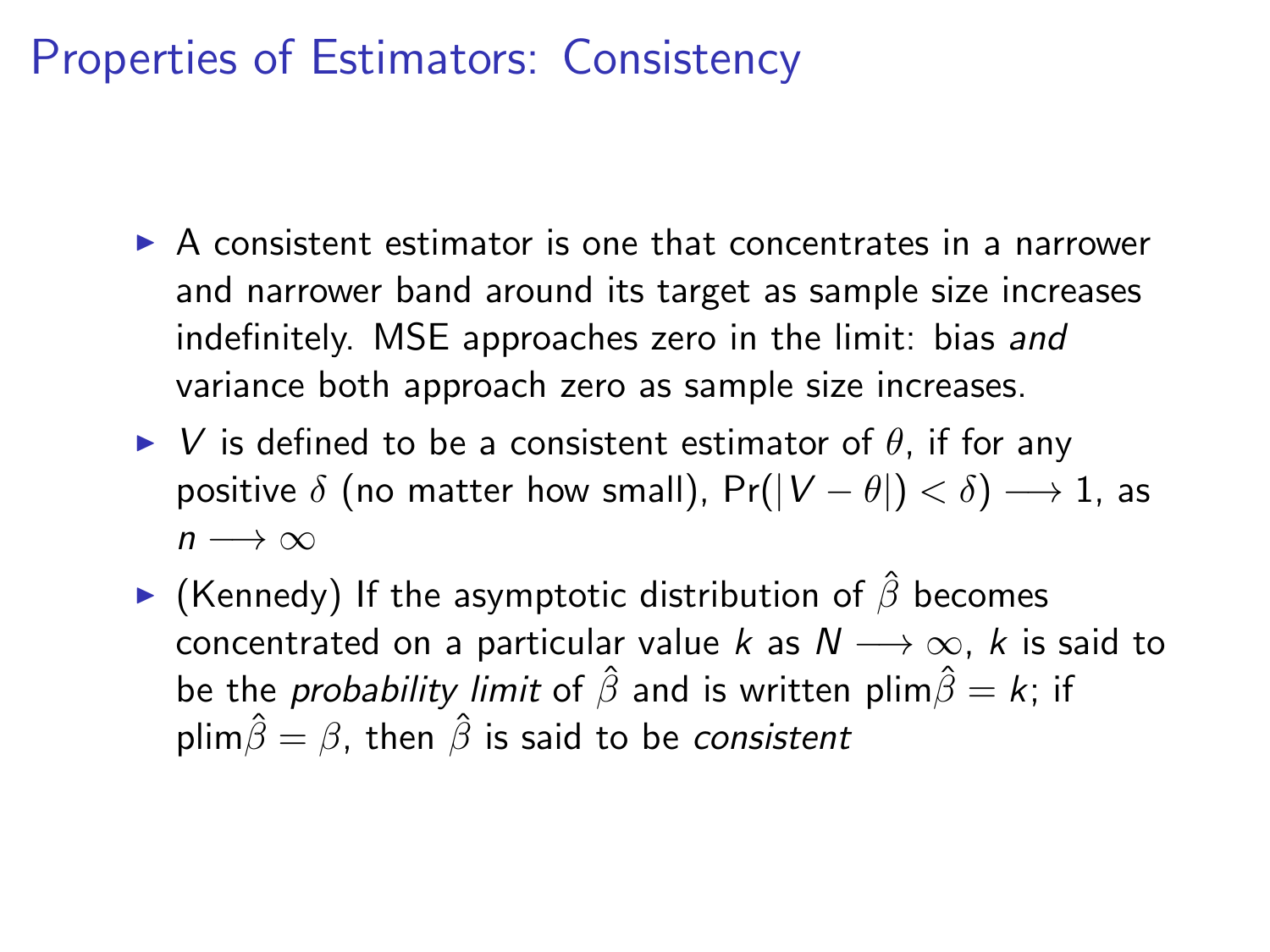# Properties of Estimators: Consistency

- A consistent estimator is one that concentrates in a narrower and narrower band around its target as sample size increases indefinitely. MSE approaches zero in the limit: bias *and* variance both approach zero as sample size increases.
- $V$ is defined to be a consistent estimator of $\theta$, if for any positive $\delta$ (no matter how small), $\Pr(|V - \theta|) < \delta) \longrightarrow 1$, as $n \longrightarrow \infty$
- (Kennedy) If the asymptotic distribution of $\hat{\beta}$ becomes concentrated on a particular value $k$ as $N \longrightarrow \infty$, $k$ is said to be the *probability limit* of $\hat{\beta}$ and is written $\text{plim}\hat{\beta} = k$; if $\text{plim}\hat{\beta} = \beta$, then $\hat{\beta}$ is said to be *consistent*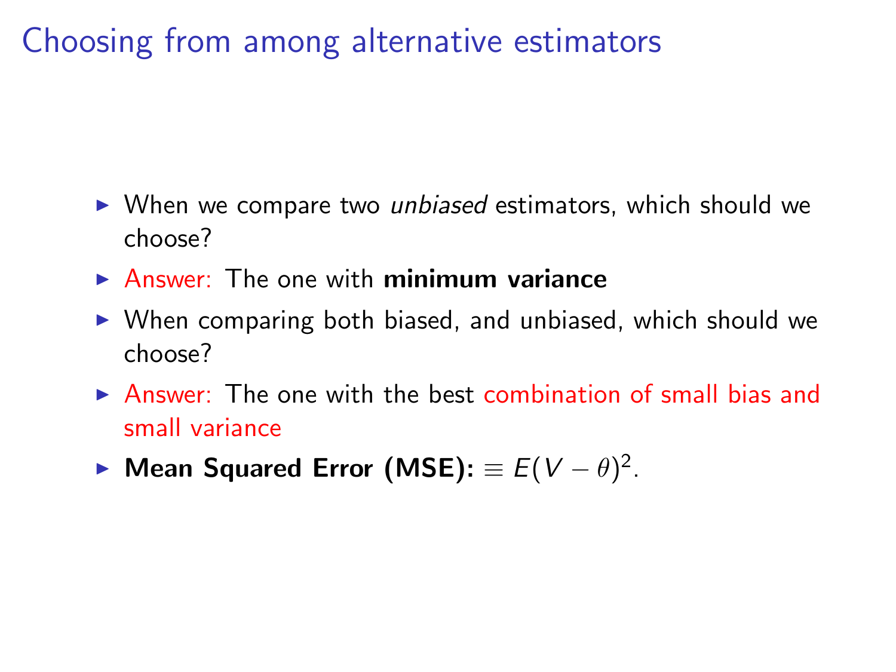# Choosing from among alternative estimators

- When we compare two *unbiased* estimators, which should we choose?
- Answer: The one with **minimum variance**
- When comparing both biased, and unbiased, which should we choose?
- Answer: The one with the best combination of small bias and small variance
- **Mean Squared Error (MSE):** $\equiv E(V - \theta)^2$.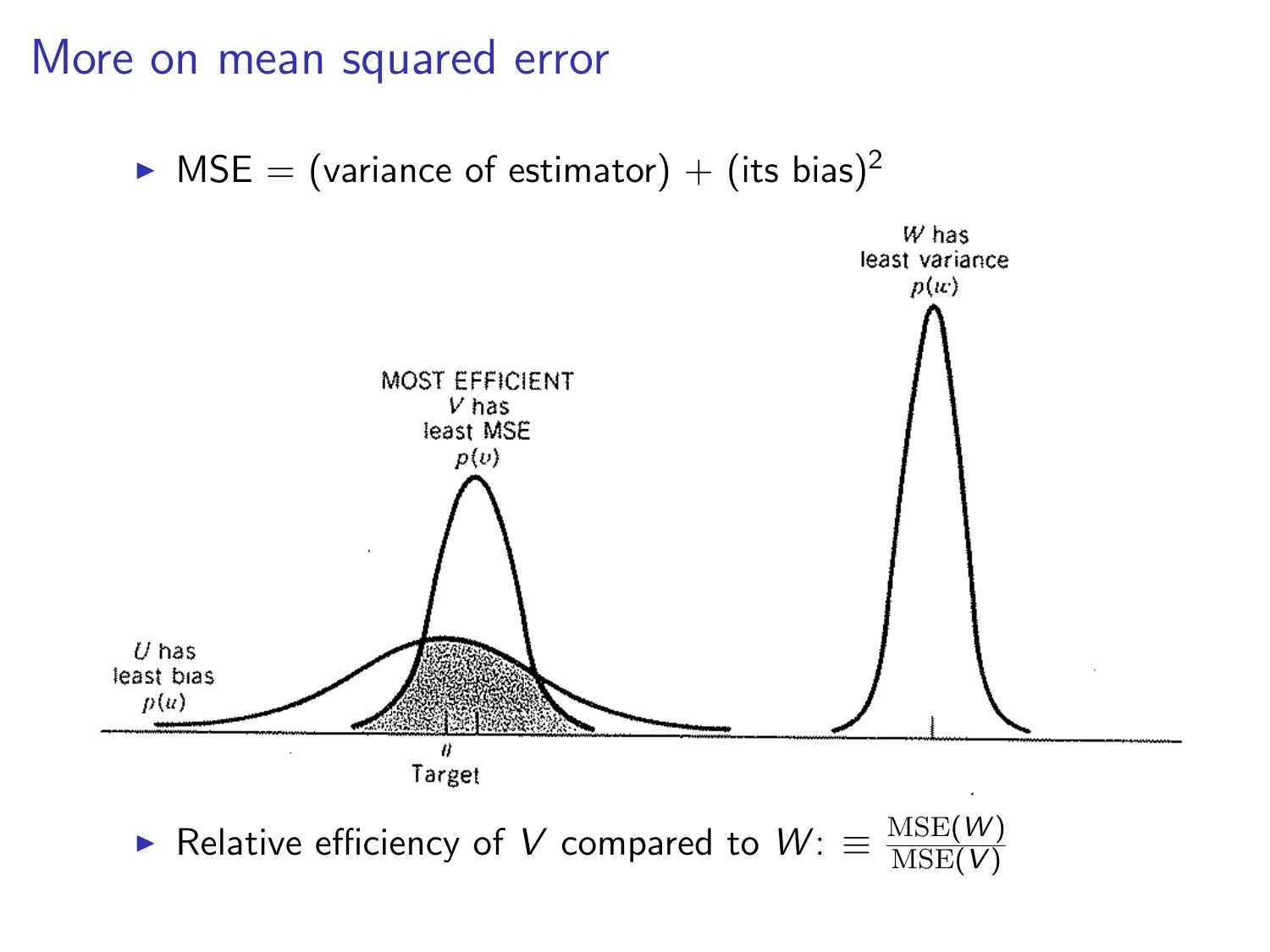# More on mean squared error

- MSE = (variance of estimator) + (its bias)$^2$

- Relative efficiency of $V$ compared to $W$: $\equiv \frac{\mathrm{MSE}(W)}{\mathrm{MSE}(V)}$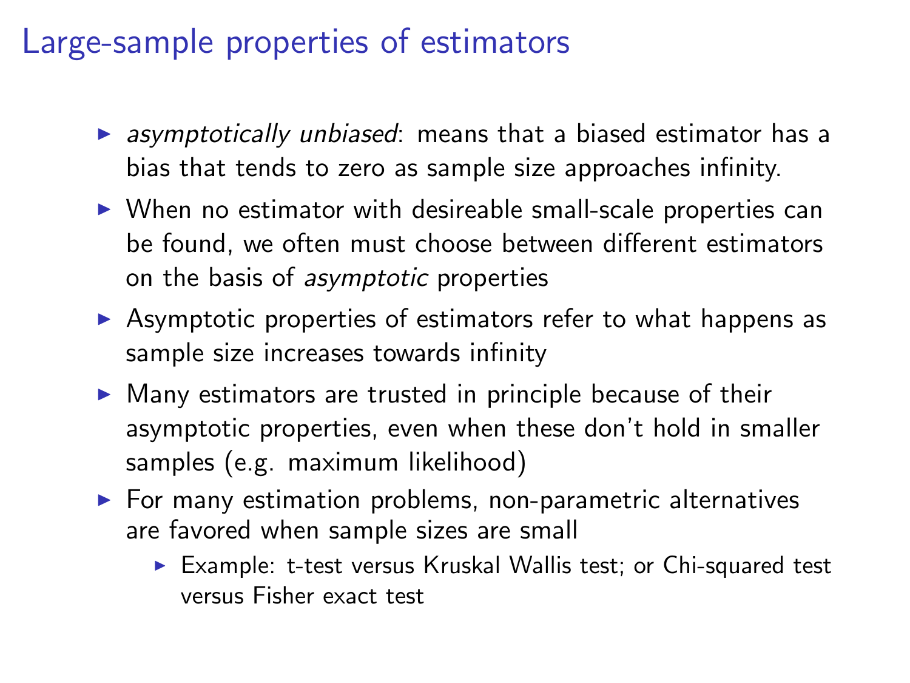# Large-sample properties of estimators

- *asymptotically unbiased*: means that a biased estimator has a bias that tends to zero as sample size approaches infinity.
- When no estimator with desireable small-scale properties can be found, we often must choose between different estimators on the basis of *asymptotic* properties
- Asymptotic properties of estimators refer to what happens as sample size increases towards infinity
- Many estimators are trusted in principle because of their asymptotic properties, even when these don't hold in smaller samples (e.g. maximum likelihood)
- For many estimation problems, non-parametric alternatives are favored when sample sizes are small
  - Example: t-test versus Kruskal Wallis test; or Chi-squared test versus Fisher exact test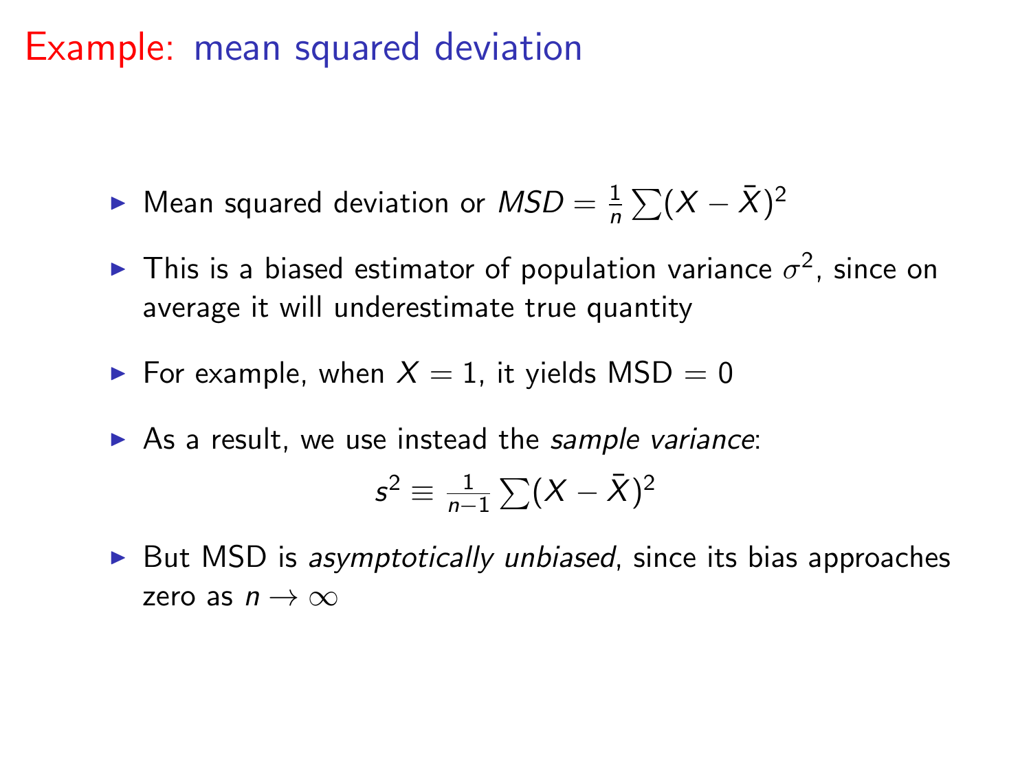# Example: mean squared deviation

- Mean squared deviation or $MSD = \frac{1}{n} \sum (X - \bar{X})^2$
- This is a biased estimator of population variance $\sigma^2$, since on average it will underestimate true quantity
- For example, when $X = 1$, it yields MSD $= 0$
- As a result, we use instead the *sample variance*:

$$s^2 \equiv \frac{1}{n-1} \sum (X - \bar{X})^2$$

- But MSD is *asymptotically unbiased*, since its bias approaches zero as $n \rightarrow \infty$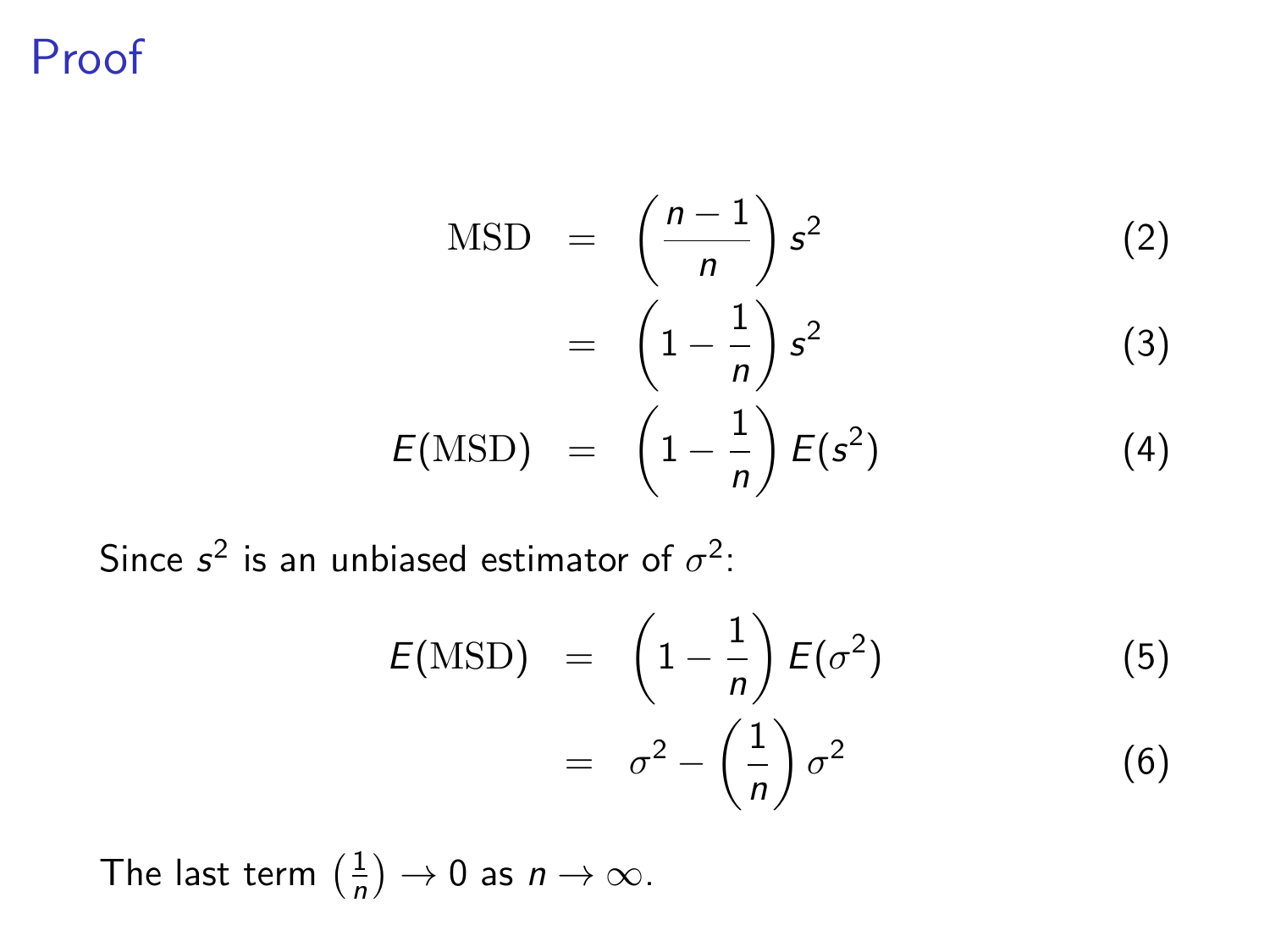# Proof

$$\text{MSD} = \left(\frac{n-1}{n}\right) s^2 \tag{2}$$

$$= \left(1 - \frac{1}{n}\right) s^2 \tag{3}$$

$$E(\text{MSD}) = \left(1 - \frac{1}{n}\right) E(s^2) \tag{4}$$

Since $s^2$ is an unbiased estimator of $\sigma^2$:

$$E(\text{MSD}) = \left(1 - \frac{1}{n}\right) E(\sigma^2) \tag{5}$$

$$= \sigma^2 - \left(\frac{1}{n}\right) \sigma^2 \tag{6}$$

The last term $\left(\frac{1}{n}\right) \to 0$ as $n \to \infty$.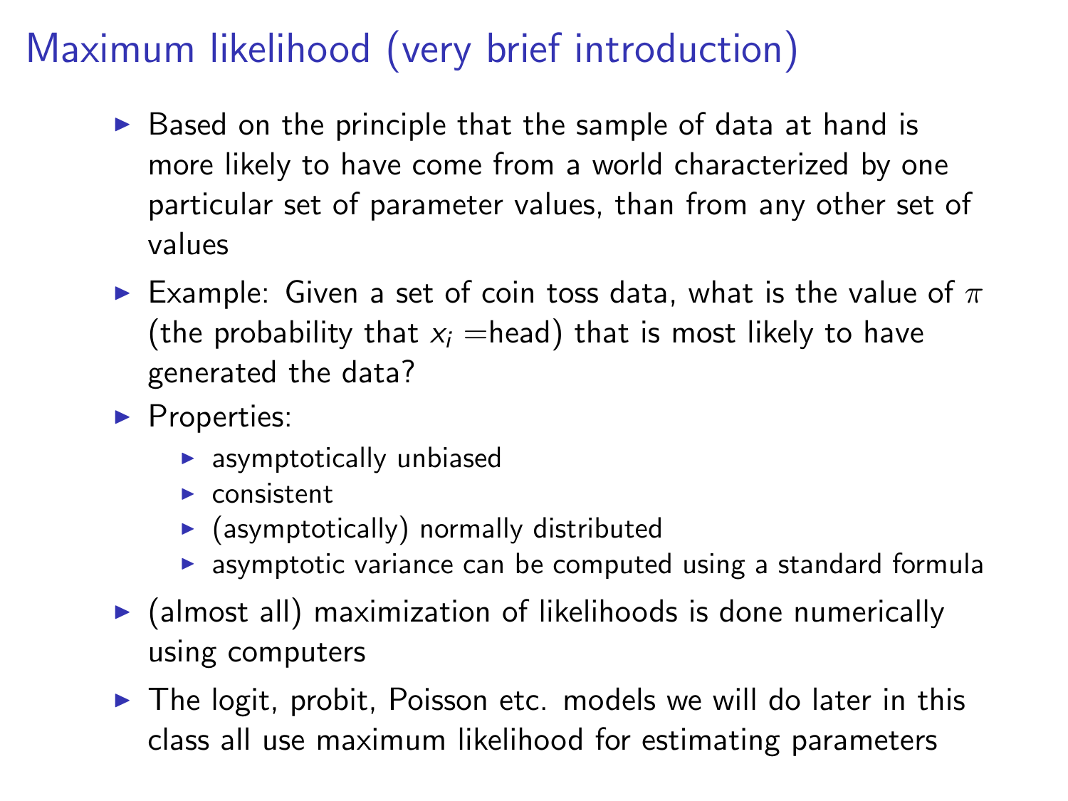# Maximum likelihood (very brief introduction)

- Based on the principle that the sample of data at hand is more likely to have come from a world characterized by one particular set of parameter values, than from any other set of values
- Example: Given a set of coin toss data, what is the value of $\pi$ (the probability that $x_i$ =head) that is most likely to have generated the data?
- Properties:
  - asymptotically unbiased
  - consistent
  - (asymptotically) normally distributed
  - asymptotic variance can be computed using a standard formula
- (almost all) maximization of likelihoods is done numerically using computers
- The logit, probit, Poisson etc. models we will do later in this class all use maximum likelihood for estimating parameters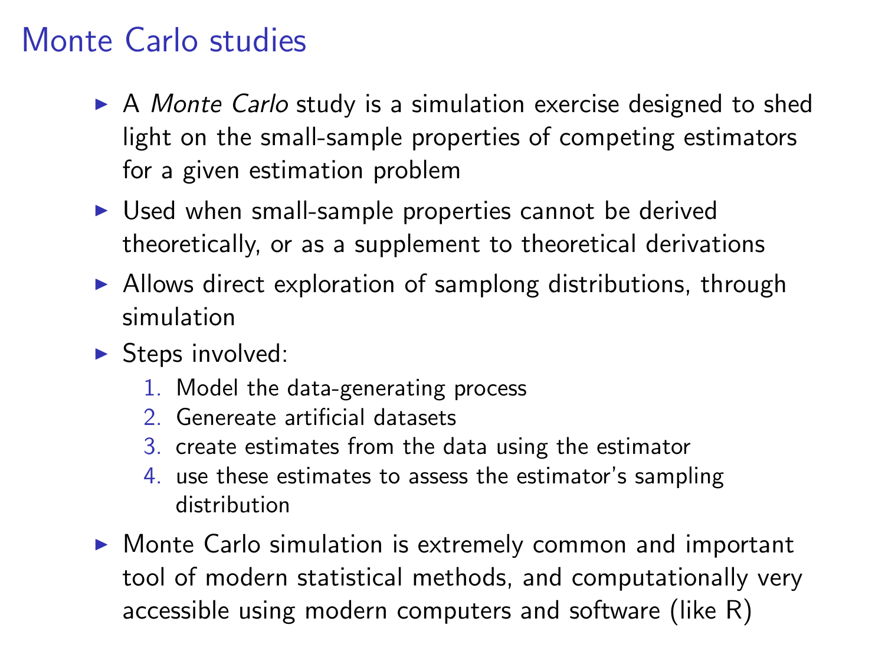# Monte Carlo studies

- A *Monte Carlo* study is a simulation exercise designed to shed light on the small-sample properties of competing estimators for a given estimation problem
- Used when small-sample properties cannot be derived theoretically, or as a supplement to theoretical derivations
- Allows direct exploration of samplong distributions, through simulation
- Steps involved:
  1. Model the data-generating process
  2. Genereate artificial datasets
  3. create estimates from the data using the estimator
  4. use these estimates to assess the estimator's sampling distribution
- Monte Carlo simulation is extremely common and important tool of modern statistical methods, and computationally very accessible using modern computers and software (like R)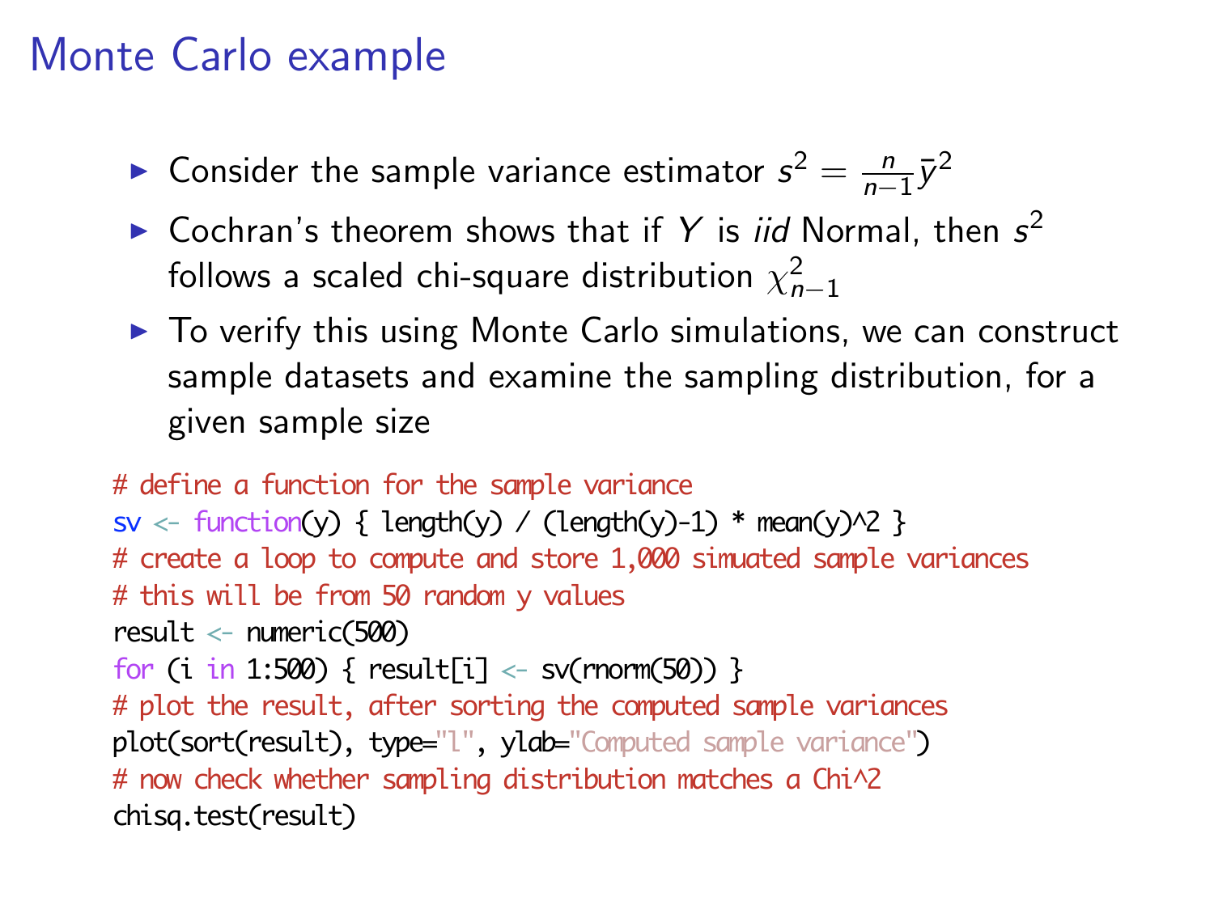# Monte Carlo example

- Consider the sample variance estimator $s^2 = \frac{n}{n-1}\bar{y}^2$
- Cochran's theorem shows that if $Y$ is *iid* Normal, then $s^2$ follows a scaled chi-square distribution $\chi^2_{n-1}$
- To verify this using Monte Carlo simulations, we can construct sample datasets and examine the sampling distribution, for a given sample size

```
# define a function for the sample variance
sv <- function(y) { length(y) / (length(y)-1) * mean(y)^2 }
# create a loop to compute and store 1,000 simuated sample variances
# this will be from 50 random y values
result <- numeric(500)
for (i in 1:500) { result[i] <- sv(rnorm(50)) }
# plot the result, after sorting the computed sample variances
plot(sort(result), type="l", ylab="Computed sample variance")
# now check whether sampling distribution matches a Chi^2
chisq.test(result)
```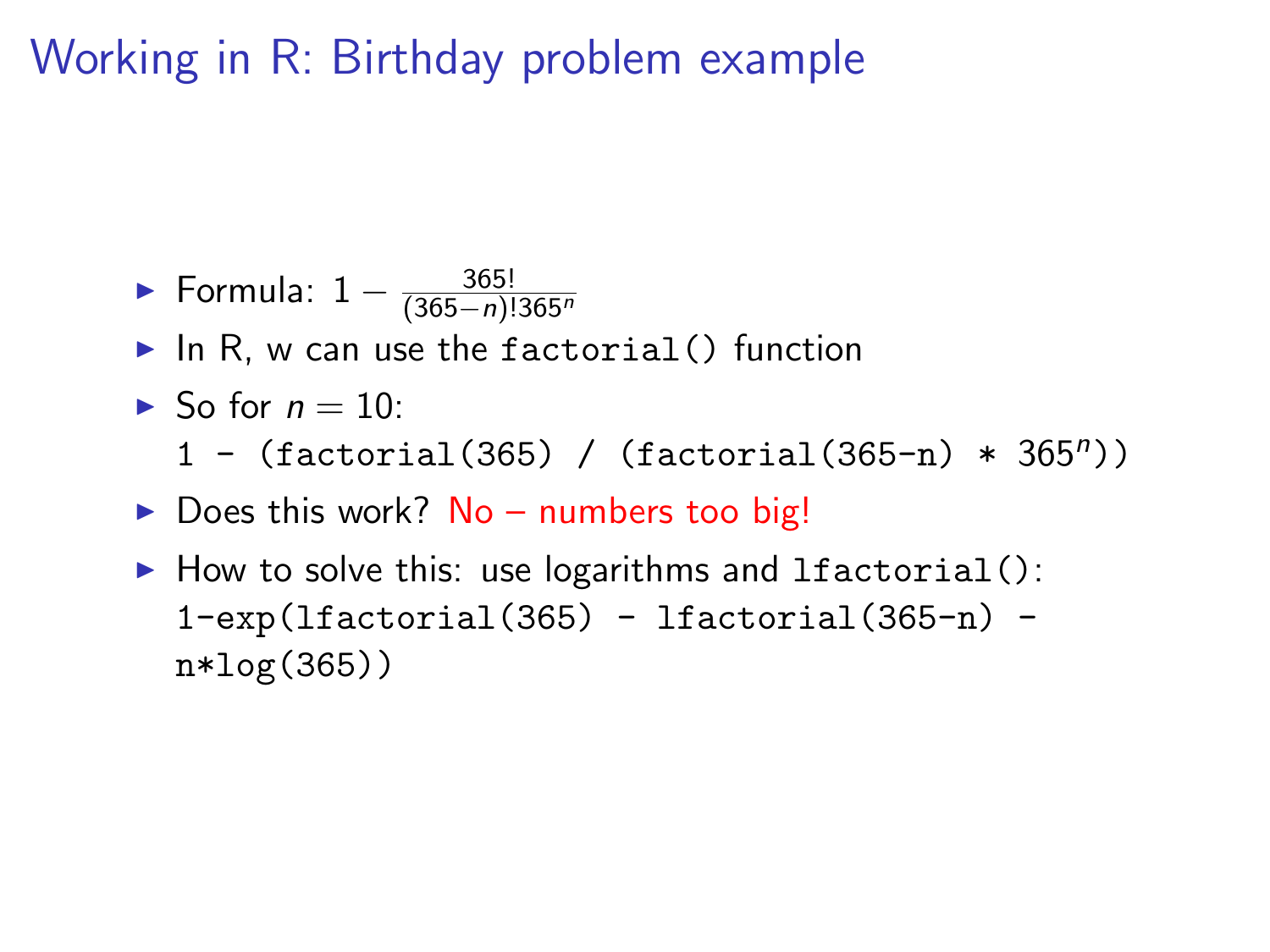# Working in R: Birthday problem example

- Formula: $1 - \frac{365!}{(365-n)!365^n}$
- In R, w can use the `factorial()` function
- So for $n = 10$:
  `1 - (factorial(365) / (factorial(365-n) * 365^n))`
- Does this work? No – numbers too big!
- How to solve this: use logarithms and `lfactorial()`:
  `1-exp(lfactorial(365) - lfactorial(365-n) - n*log(365))`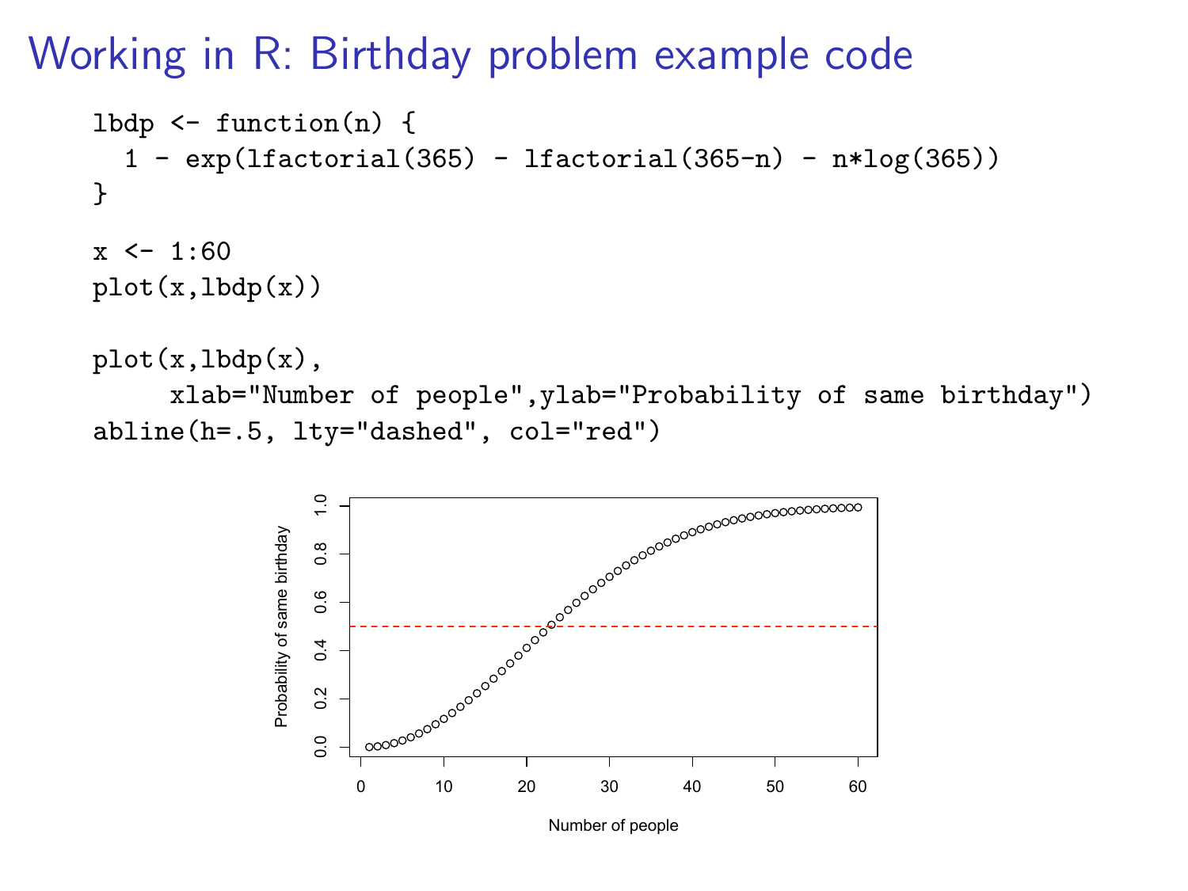# Working in R: Birthday problem example code

```
lbdp <- function(n) {
  1 - exp(lfactorial(365) - lfactorial(365-n) - n*log(365))
}

x <- 1:60
plot(x,lbdp(x))

plot(x,lbdp(x),
     xlab="Number of people",ylab="Probability of same birthday")
abline(h=.5, lty="dashed", col="red")
```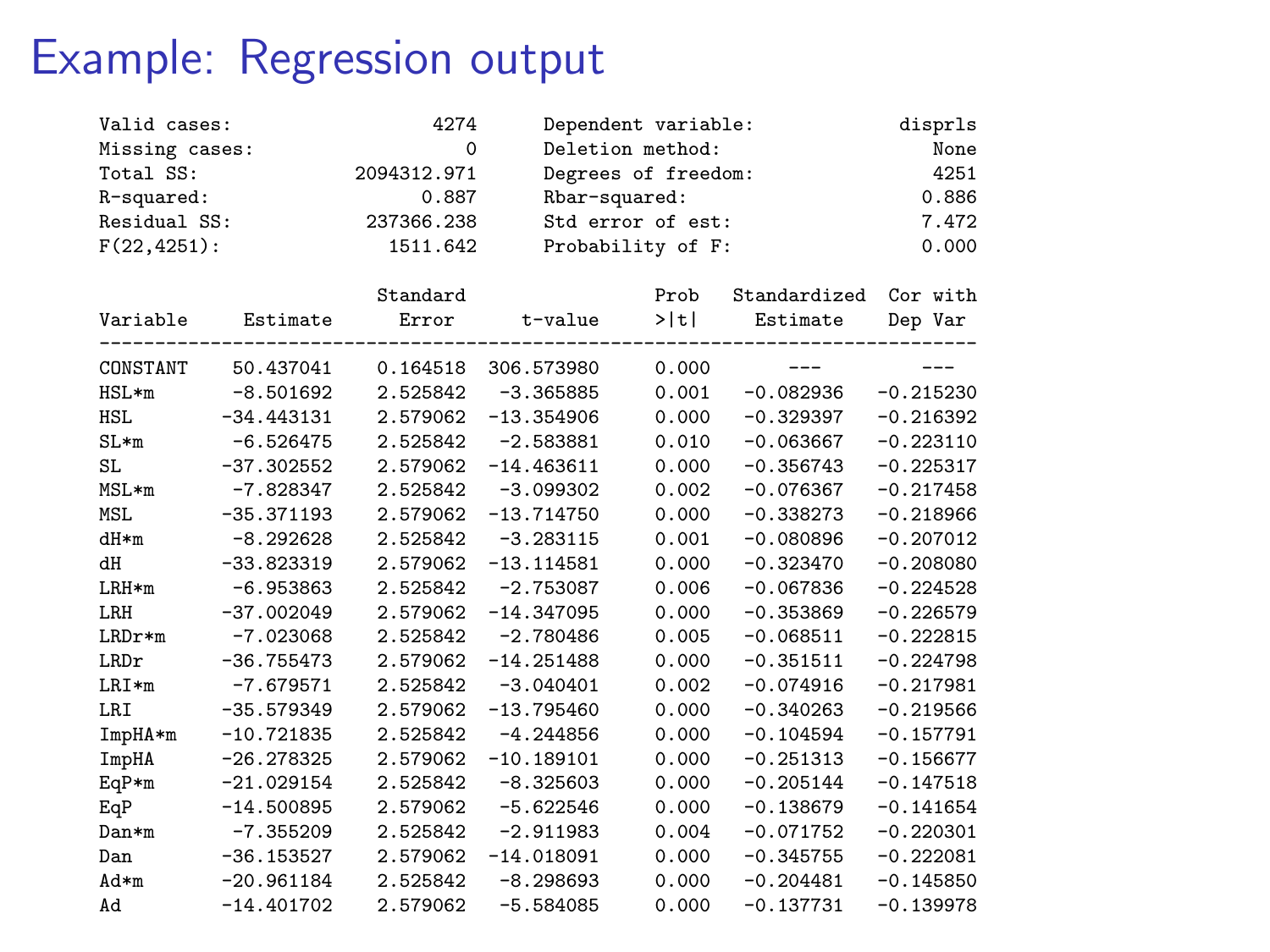# Example: Regression output

| | | | |
|---|---|---|---|
| Valid cases: | 4274 | Dependent variable: | disprls |
| Missing cases: | 0 | Deletion method: | None |
| Total SS: | 2094312.971 | Degrees of freedom: | 4251 |
| R-squared: | 0.887 | Rbar-squared: | 0.886 |
| Residual SS: | 237366.238 | Std error of est: | 7.472 |
| F(22,4251): | 1511.642 | Probability of F: | 0.000 |

| Variable | Estimate | Standard Error | t-value | Prob >\|t\| | Standardized Estimate | Cor with Dep Var |
|---|---|---|---|---|---|---|
| CONSTANT | 50.437041 | 0.164518 | 306.573980 | 0.000 | --- | --- |
| HSL*m | -8.501692 | 2.525842 | -3.365885 | 0.001 | -0.082936 | -0.215230 |
| HSL | -34.443131 | 2.579062 | -13.354906 | 0.000 | -0.329397 | -0.216392 |
| SL*m | -6.526475 | 2.525842 | -2.583881 | 0.010 | -0.063667 | -0.223110 |
| SL | -37.302552 | 2.579062 | -14.463611 | 0.000 | -0.356743 | -0.225317 |
| MSL*m | -7.828347 | 2.525842 | -3.099302 | 0.002 | -0.076367 | -0.217458 |
| MSL | -35.371193 | 2.579062 | -13.714750 | 0.000 | -0.338273 | -0.218966 |
| dH*m | -8.292628 | 2.525842 | -3.283115 | 0.001 | -0.080896 | -0.207012 |
| dH | -33.823319 | 2.579062 | -13.114581 | 0.000 | -0.323470 | -0.208080 |
| LRH*m | -6.953863 | 2.525842 | -2.753087 | 0.006 | -0.067836 | -0.224528 |
| LRH | -37.002049 | 2.579062 | -14.347095 | 0.000 | -0.353869 | -0.226579 |
| LRDr*m | -7.023068 | 2.525842 | -2.780486 | 0.005 | -0.068511 | -0.222815 |
| LRDr | -36.755473 | 2.579062 | -14.251488 | 0.000 | -0.351511 | -0.224798 |
| LRI*m | -7.679571 | 2.525842 | -3.040401 | 0.002 | -0.074916 | -0.217981 |
| LRI | -35.579349 | 2.579062 | -13.795460 | 0.000 | -0.340263 | -0.219566 |
| ImpHA*m | -10.721835 | 2.525842 | -4.244856 | 0.000 | -0.104594 | -0.157791 |
| ImpHA | -26.278325 | 2.579062 | -10.189101 | 0.000 | -0.251313 | -0.156677 |
| EqP*m | -21.029154 | 2.525842 | -8.325603 | 0.000 | -0.205144 | -0.147518 |
| EqP | -14.500895 | 2.579062 | -5.622546 | 0.000 | -0.138679 | -0.141654 |
| Dan*m | -7.355209 | 2.525842 | -2.911983 | 0.004 | -0.071752 | -0.220301 |
| Dan | -36.153527 | 2.579062 | -14.018091 | 0.000 | -0.345755 | -0.222081 |
| Ad*m | -20.961184 | 2.525842 | -8.298693 | 0.000 | -0.204481 | -0.145850 |
| Ad | -14.401702 | 2.579062 | -5.584085 | 0.000 | -0.137731 | -0.139978 |